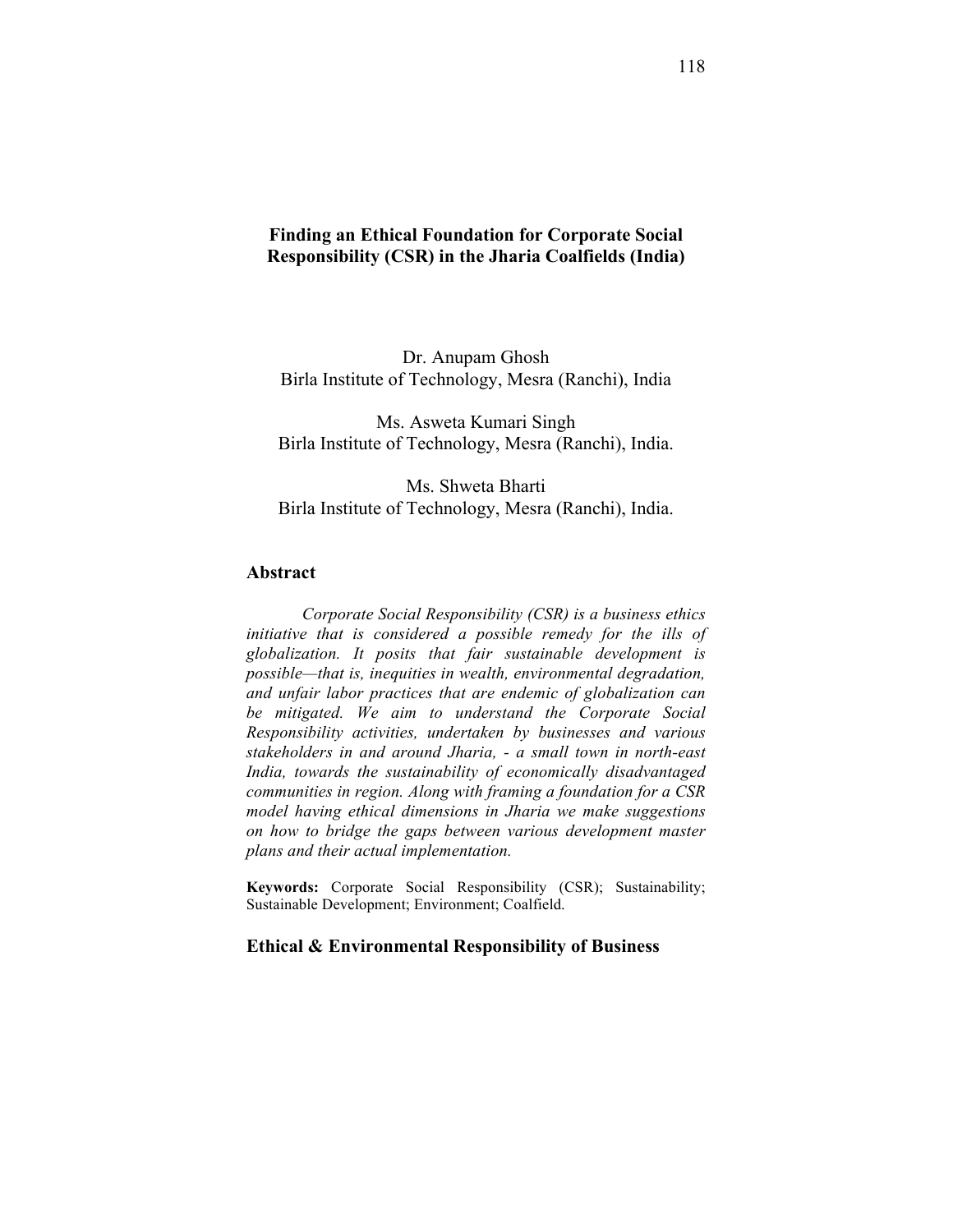# Finding an Ethical Foundation for Corporate Social Responsibility (CSR) in the Jharia Coalfields (India)

Dr. Anupam Ghosh
Birla Institute of Technology, Mesra (Ranchi), India

Ms. Asweta Kumari Singh
Birla Institute of Technology, Mesra (Ranchi), India.

Ms. Shweta Bharti
Birla Institute of Technology, Mesra (Ranchi), India.

## Abstract

*Corporate Social Responsibility (CSR) is a business ethics initiative that is considered a possible remedy for the ills of globalization. It posits that fair sustainable development is possible—that is, inequities in wealth, environmental degradation, and unfair labor practices that are endemic of globalization can be mitigated. We aim to understand the Corporate Social Responsibility activities, undertaken by businesses and various stakeholders in and around Jharia, - a small town in north-east India, towards the sustainability of economically disadvantaged communities in region. Along with framing a foundation for a CSR model having ethical dimensions in Jharia we make suggestions on how to bridge the gaps between various development master plans and their actual implementation.*

**Keywords:** Corporate Social Responsibility (CSR); Sustainability; Sustainable Development; Environment; Coalfield.

## Ethical & Environmental Responsibility of Business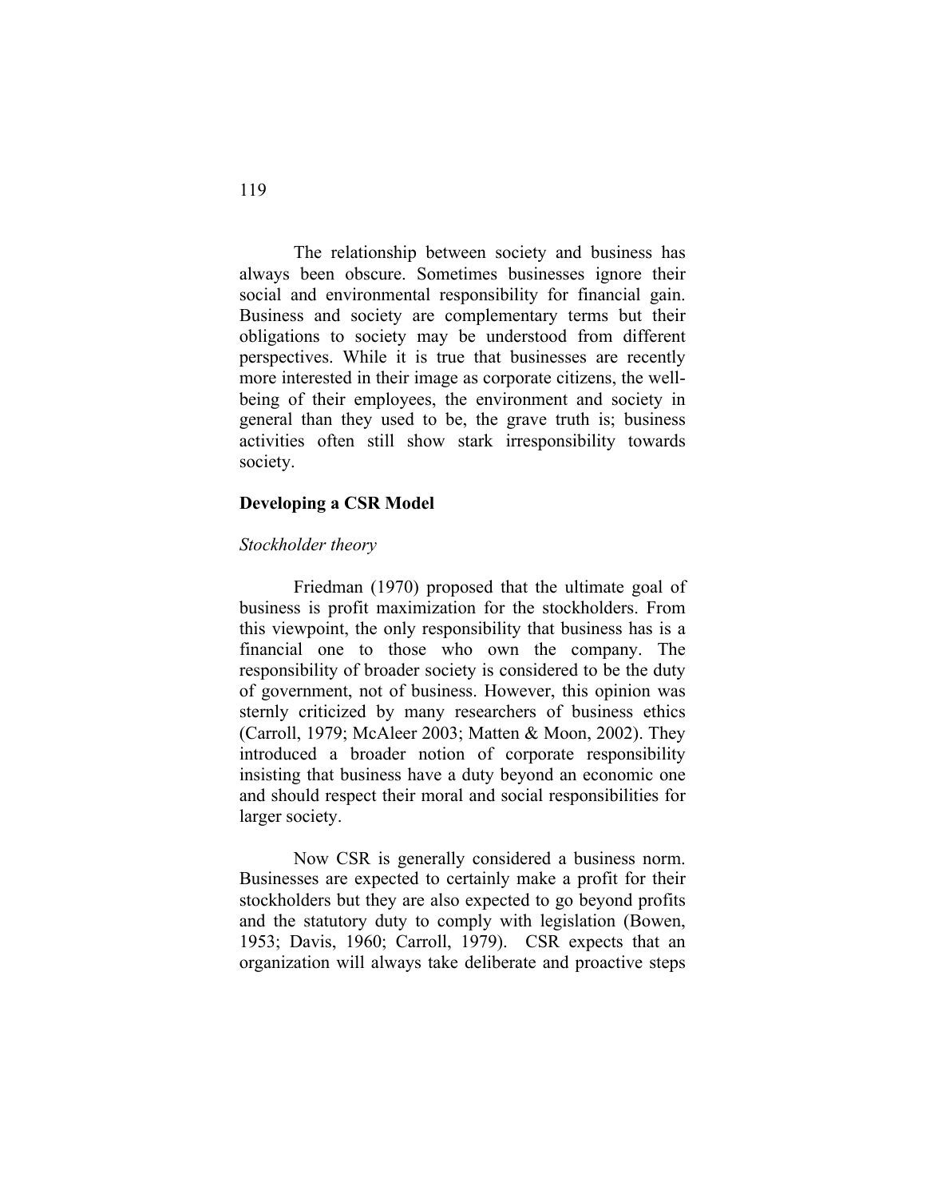The relationship between society and business has always been obscure. Sometimes businesses ignore their social and environmental responsibility for financial gain. Business and society are complementary terms but their obligations to society may be understood from different perspectives. While it is true that businesses are recently more interested in their image as corporate citizens, the well-being of their employees, the environment and society in general than they used to be, the grave truth is; business activities often still show stark irresponsibility towards society.

## Developing a CSR Model

### *Stockholder theory*

Friedman (1970) proposed that the ultimate goal of business is profit maximization for the stockholders. From this viewpoint, the only responsibility that business has is a financial one to those who own the company. The responsibility of broader society is considered to be the duty of government, not of business. However, this opinion was sternly criticized by many researchers of business ethics (Carroll, 1979; McAleer 2003; Matten & Moon, 2002). They introduced a broader notion of corporate responsibility insisting that business have a duty beyond an economic one and should respect their moral and social responsibilities for larger society.

Now CSR is generally considered a business norm. Businesses are expected to certainly make a profit for their stockholders but they are also expected to go beyond profits and the statutory duty to comply with legislation (Bowen, 1953; Davis, 1960; Carroll, 1979). CSR expects that an organization will always take deliberate and proactive steps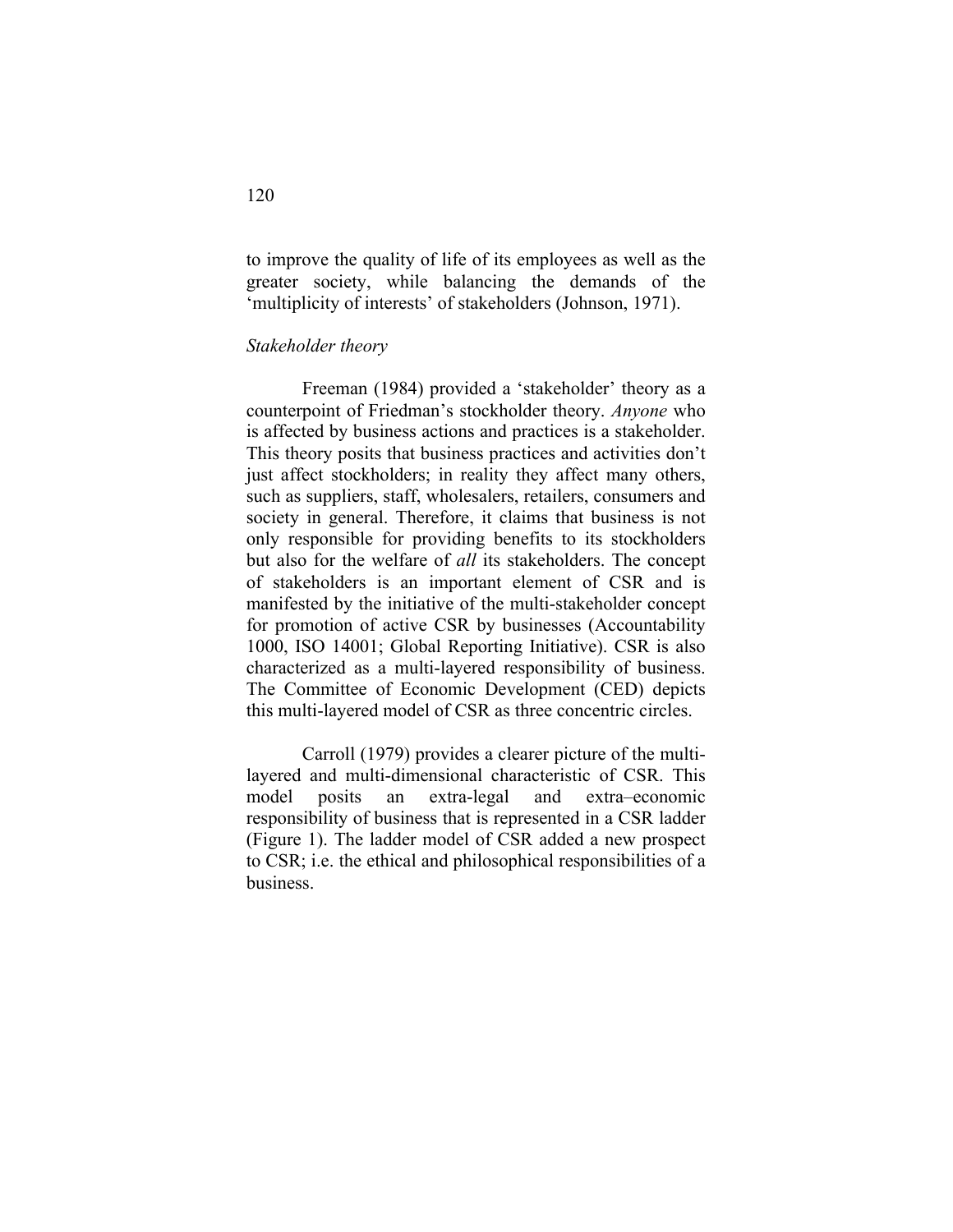to improve the quality of life of its employees as well as the greater society, while balancing the demands of the 'multiplicity of interests' of stakeholders (Johnson, 1971).

### *Stakeholder theory*

Freeman (1984) provided a 'stakeholder' theory as a counterpoint of Friedman's stockholder theory. *Anyone* who is affected by business actions and practices is a stakeholder. This theory posits that business practices and activities don't just affect stockholders; in reality they affect many others, such as suppliers, staff, wholesalers, retailers, consumers and society in general. Therefore, it claims that business is not only responsible for providing benefits to its stockholders but also for the welfare of *all* its stakeholders. The concept of stakeholders is an important element of CSR and is manifested by the initiative of the multi-stakeholder concept for promotion of active CSR by businesses (Accountability 1000, ISO 14001; Global Reporting Initiative). CSR is also characterized as a multi-layered responsibility of business. The Committee of Economic Development (CED) depicts this multi-layered model of CSR as three concentric circles.

Carroll (1979) provides a clearer picture of the multi-layered and multi-dimensional characteristic of CSR. This model posits an extra-legal and extra–economic responsibility of business that is represented in a CSR ladder (Figure 1). The ladder model of CSR added a new prospect to CSR; i.e. the ethical and philosophical responsibilities of a business.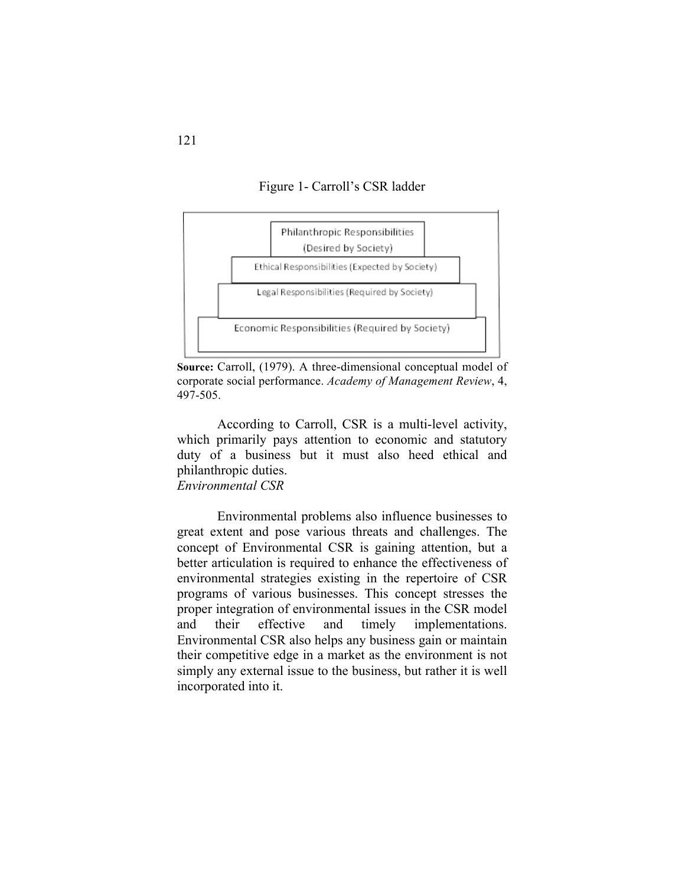Figure 1- Carroll's CSR ladder

| Carroll's CSR ladder |
| --- |
| Philanthropic Responsibilities (Desired by Society) |
| Ethical Responsibilities (Expected by Society) |
| Legal Responsibilities (Required by Society) |
| Economic Responsibilities (Required by Society) |

**Source:** Carroll, (1979). A three-dimensional conceptual model of corporate social performance. *Academy of Management Review*, 4, 497-505.

According to Carroll, CSR is a multi-level activity, which primarily pays attention to economic and statutory duty of a business but it must also heed ethical and philanthropic duties.

*Environmental CSR*

Environmental problems also influence businesses to great extent and pose various threats and challenges. The concept of Environmental CSR is gaining attention, but a better articulation is required to enhance the effectiveness of environmental strategies existing in the repertoire of CSR programs of various businesses. This concept stresses the proper integration of environmental issues in the CSR model and their effective and timely implementations. Environmental CSR also helps any business gain or maintain their competitive edge in a market as the environment is not simply any external issue to the business, but rather it is well incorporated into it.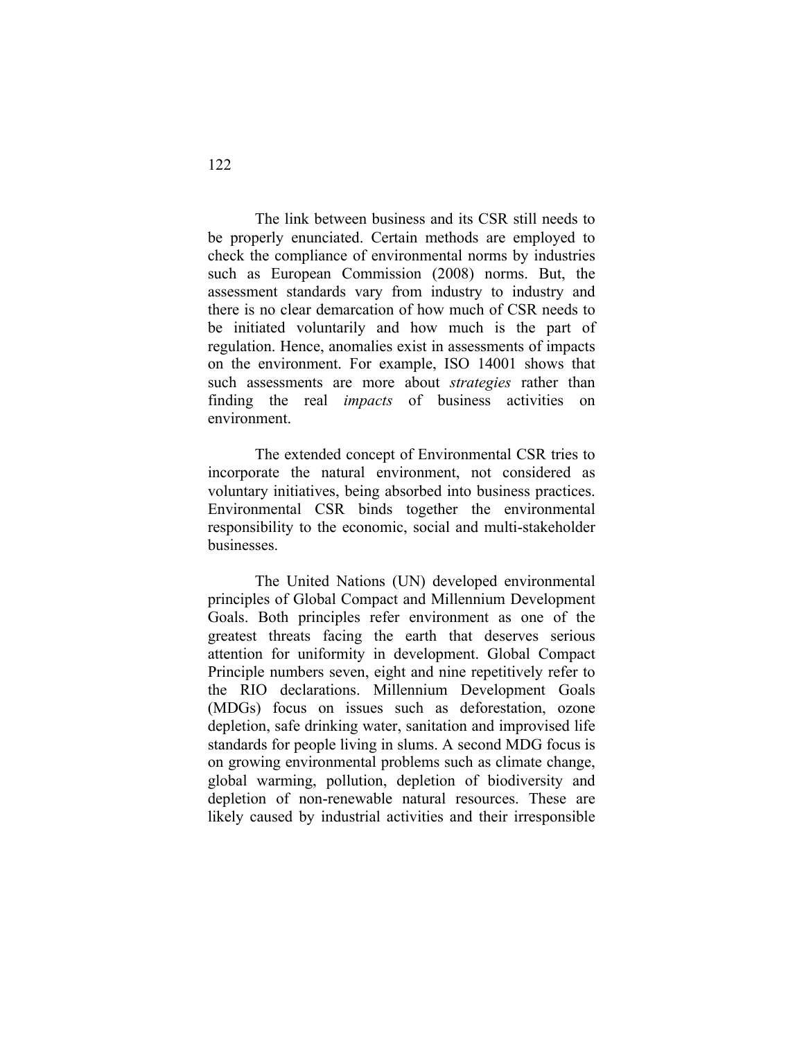The link between business and its CSR still needs to be properly enunciated. Certain methods are employed to check the compliance of environmental norms by industries such as European Commission (2008) norms. But, the assessment standards vary from industry to industry and there is no clear demarcation of how much of CSR needs to be initiated voluntarily and how much is the part of regulation. Hence, anomalies exist in assessments of impacts on the environment. For example, ISO 14001 shows that such assessments are more about *strategies* rather than finding the real *impacts* of business activities on environment.

The extended concept of Environmental CSR tries to incorporate the natural environment, not considered as voluntary initiatives, being absorbed into business practices. Environmental CSR binds together the environmental responsibility to the economic, social and multi-stakeholder businesses.

The United Nations (UN) developed environmental principles of Global Compact and Millennium Development Goals. Both principles refer environment as one of the greatest threats facing the earth that deserves serious attention for uniformity in development. Global Compact Principle numbers seven, eight and nine repetitively refer to the RIO declarations. Millennium Development Goals (MDGs) focus on issues such as deforestation, ozone depletion, safe drinking water, sanitation and improvised life standards for people living in slums. A second MDG focus is on growing environmental problems such as climate change, global warming, pollution, depletion of biodiversity and depletion of non-renewable natural resources. These are likely caused by industrial activities and their irresponsible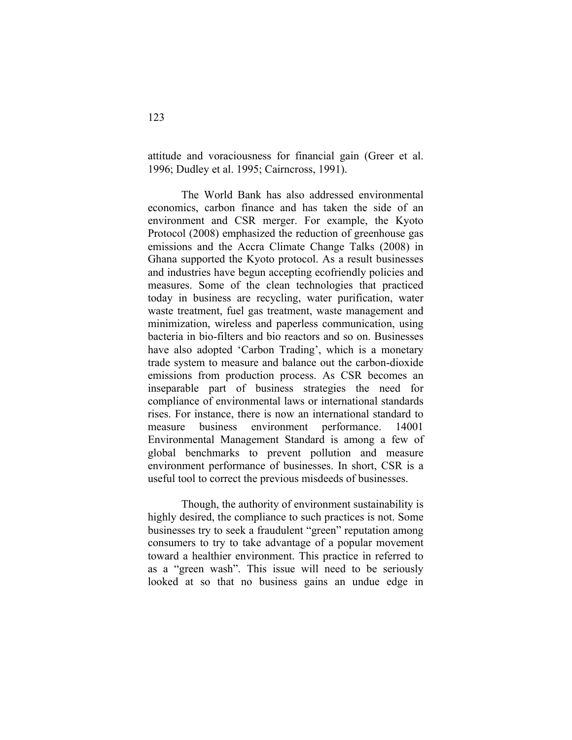attitude and voraciousness for financial gain (Greer et al. 1996; Dudley et al. 1995; Cairncross, 1991).

The World Bank has also addressed environmental economics, carbon finance and has taken the side of an environment and CSR merger. For example, the Kyoto Protocol (2008) emphasized the reduction of greenhouse gas emissions and the Accra Climate Change Talks (2008) in Ghana supported the Kyoto protocol. As a result businesses and industries have begun accepting ecofriendly policies and measures. Some of the clean technologies that practiced today in business are recycling, water purification, water waste treatment, fuel gas treatment, waste management and minimization, wireless and paperless communication, using bacteria in bio-filters and bio reactors and so on. Businesses have also adopted 'Carbon Trading', which is a monetary trade system to measure and balance out the carbon-dioxide emissions from production process. As CSR becomes an inseparable part of business strategies the need for compliance of environmental laws or international standards rises. For instance, there is now an international standard to measure business environment performance. 14001 Environmental Management Standard is among a few of global benchmarks to prevent pollution and measure environment performance of businesses. In short, CSR is a useful tool to correct the previous misdeeds of businesses.

Though, the authority of environment sustainability is highly desired, the compliance to such practices is not. Some businesses try to seek a fraudulent "green" reputation among consumers to try to take advantage of a popular movement toward a healthier environment. This practice in referred to as a "green wash". This issue will need to be seriously looked at so that no business gains an undue edge in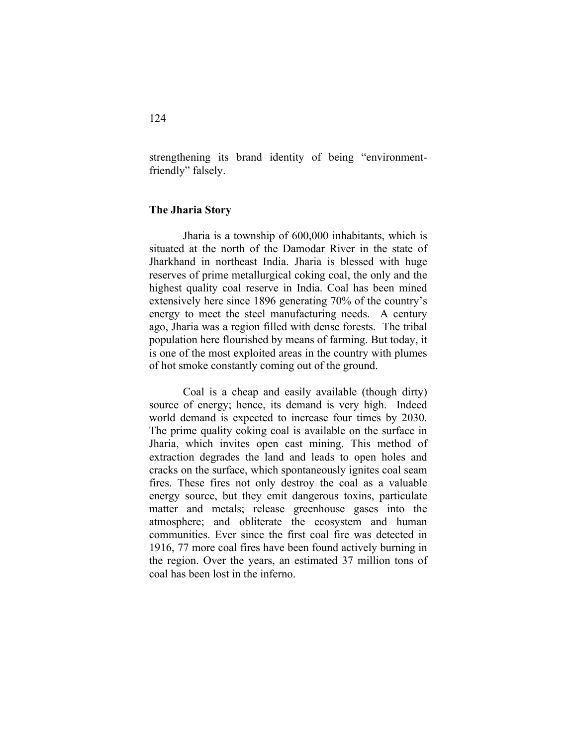strengthening its brand identity of being "environment-friendly" falsely.

### The Jharia Story

Jharia is a township of 600,000 inhabitants, which is situated at the north of the Damodar River in the state of Jharkhand in northeast India. Jharia is blessed with huge reserves of prime metallurgical coking coal, the only and the highest quality coal reserve in India. Coal has been mined extensively here since 1896 generating 70% of the country's energy to meet the steel manufacturing needs. A century ago, Jharia was a region filled with dense forests. The tribal population here flourished by means of farming. But today, it is one of the most exploited areas in the country with plumes of hot smoke constantly coming out of the ground.

Coal is a cheap and easily available (though dirty) source of energy; hence, its demand is very high. Indeed world demand is expected to increase four times by 2030. The prime quality coking coal is available on the surface in Jharia, which invites open cast mining. This method of extraction degrades the land and leads to open holes and cracks on the surface, which spontaneously ignites coal seam fires. These fires not only destroy the coal as a valuable energy source, but they emit dangerous toxins, particulate matter and metals; release greenhouse gases into the atmosphere; and obliterate the ecosystem and human communities. Ever since the first coal fire was detected in 1916, 77 more coal fires have been found actively burning in the region. Over the years, an estimated 37 million tons of coal has been lost in the inferno.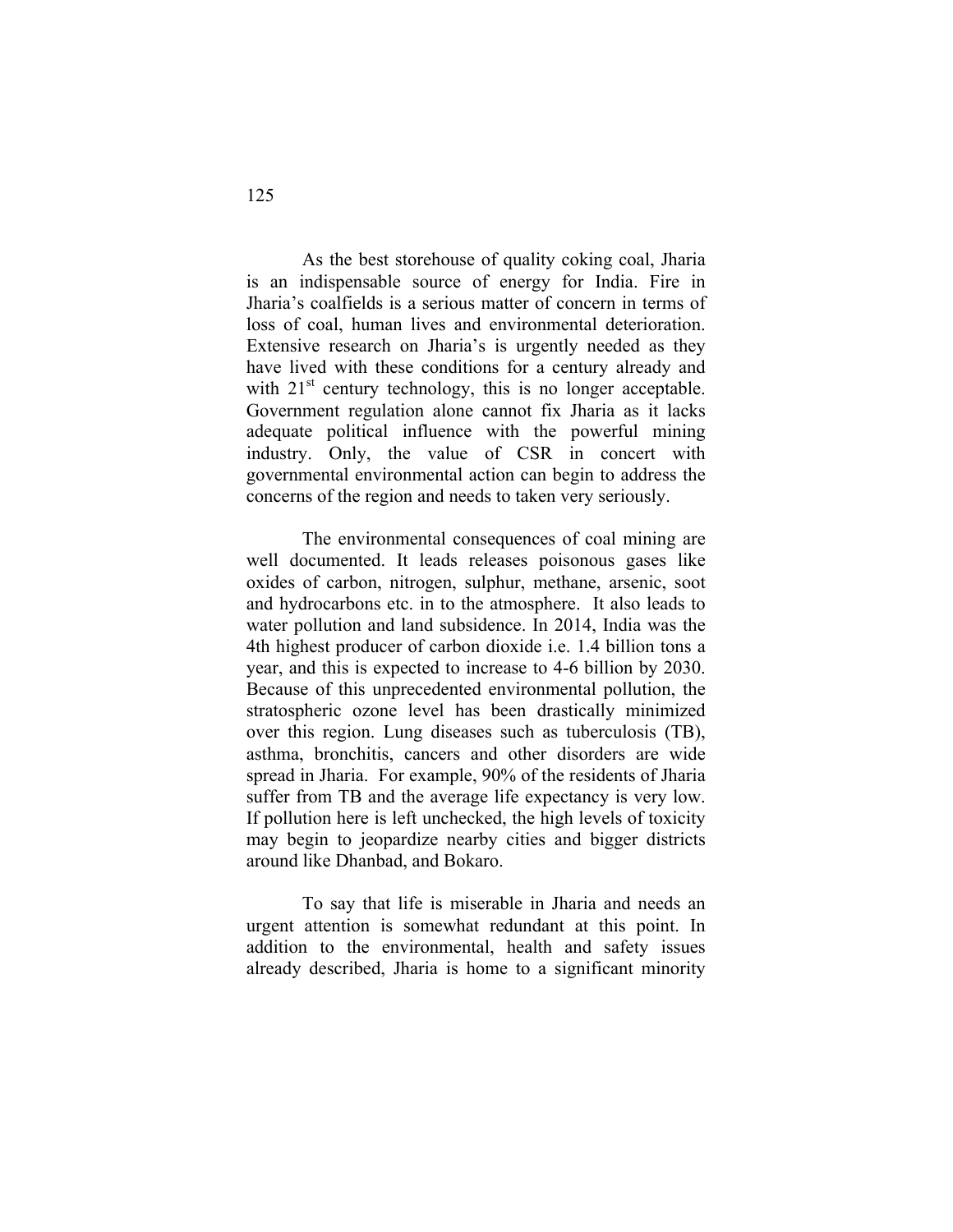As the best storehouse of quality coking coal, Jharia is an indispensable source of energy for India. Fire in Jharia's coalfields is a serious matter of concern in terms of loss of coal, human lives and environmental deterioration. Extensive research on Jharia's is urgently needed as they have lived with these conditions for a century already and with 21st century technology, this is no longer acceptable. Government regulation alone cannot fix Jharia as it lacks adequate political influence with the powerful mining industry. Only, the value of CSR in concert with governmental environmental action can begin to address the concerns of the region and needs to taken very seriously.

The environmental consequences of coal mining are well documented. It leads releases poisonous gases like oxides of carbon, nitrogen, sulphur, methane, arsenic, soot and hydrocarbons etc. in to the atmosphere. It also leads to water pollution and land subsidence. In 2014, India was the 4th highest producer of carbon dioxide i.e. 1.4 billion tons a year, and this is expected to increase to 4-6 billion by 2030. Because of this unprecedented environmental pollution, the stratospheric ozone level has been drastically minimized over this region. Lung diseases such as tuberculosis (TB), asthma, bronchitis, cancers and other disorders are wide spread in Jharia. For example, 90% of the residents of Jharia suffer from TB and the average life expectancy is very low. If pollution here is left unchecked, the high levels of toxicity may begin to jeopardize nearby cities and bigger districts around like Dhanbad, and Bokaro.

To say that life is miserable in Jharia and needs an urgent attention is somewhat redundant at this point. In addition to the environmental, health and safety issues already described, Jharia is home to a significant minority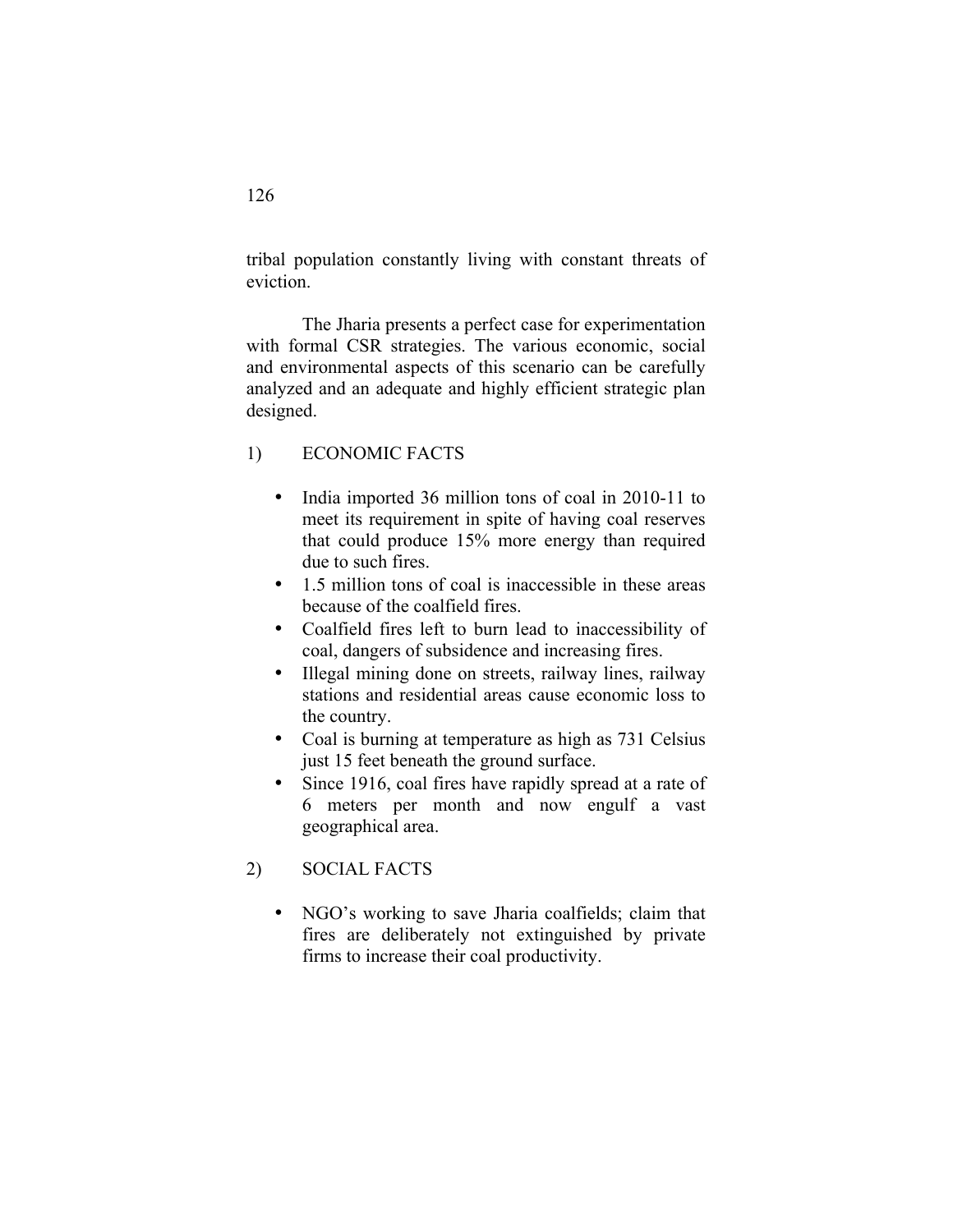tribal population constantly living with constant threats of eviction.

The Jharia presents a perfect case for experimentation with formal CSR strategies. The various economic, social and environmental aspects of this scenario can be carefully analyzed and an adequate and highly efficient strategic plan designed.

1) ECONOMIC FACTS

- India imported 36 million tons of coal in 2010-11 to meet its requirement in spite of having coal reserves that could produce 15% more energy than required due to such fires.
- 1.5 million tons of coal is inaccessible in these areas because of the coalfield fires.
- Coalfield fires left to burn lead to inaccessibility of coal, dangers of subsidence and increasing fires.
- Illegal mining done on streets, railway lines, railway stations and residential areas cause economic loss to the country.
- Coal is burning at temperature as high as 731 Celsius just 15 feet beneath the ground surface.
- Since 1916, coal fires have rapidly spread at a rate of 6 meters per month and now engulf a vast geographical area.

2) SOCIAL FACTS

- NGO's working to save Jharia coalfields; claim that fires are deliberately not extinguished by private firms to increase their coal productivity.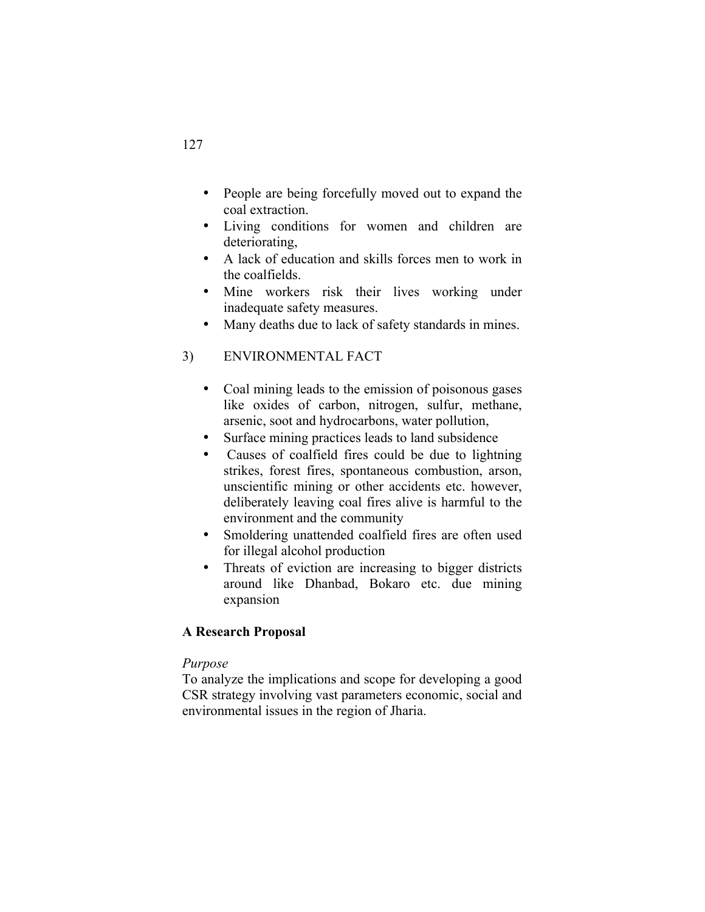- People are being forcefully moved out to expand the coal extraction.
- Living conditions for women and children are deteriorating,
- A lack of education and skills forces men to work in the coalfields.
- Mine workers risk their lives working under inadequate safety measures.
- Many deaths due to lack of safety standards in mines.

3) ENVIRONMENTAL FACT

- Coal mining leads to the emission of poisonous gases like oxides of carbon, nitrogen, sulfur, methane, arsenic, soot and hydrocarbons, water pollution,
- Surface mining practices leads to land subsidence
- Causes of coalfield fires could be due to lightning strikes, forest fires, spontaneous combustion, arson, unscientific mining or other accidents etc. however, deliberately leaving coal fires alive is harmful to the environment and the community
- Smoldering unattended coalfield fires are often used for illegal alcohol production
- Threats of eviction are increasing to bigger districts around like Dhanbad, Bokaro etc. due mining expansion

**A Research Proposal**

*Purpose*

To analyze the implications and scope for developing a good CSR strategy involving vast parameters economic, social and environmental issues in the region of Jharia.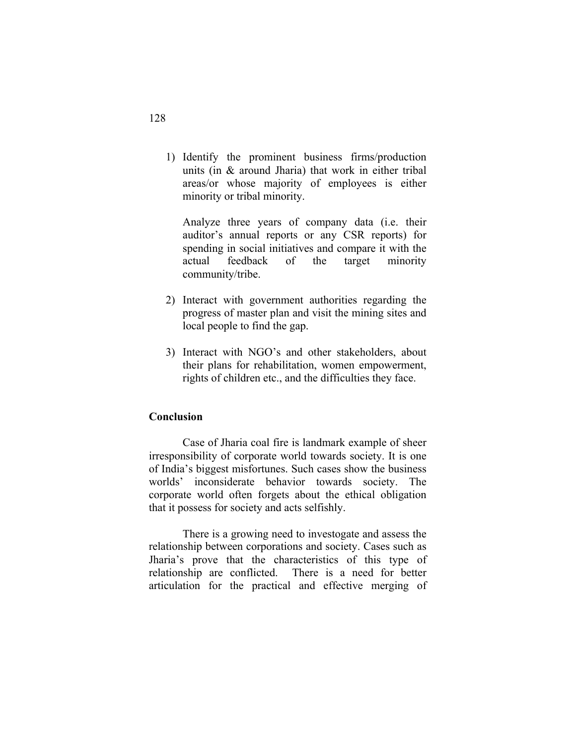1) Identify the prominent business firms/production units (in & around Jharia) that work in either tribal areas/or whose majority of employees is either minority or tribal minority.

   Analyze three years of company data (i.e. their auditor's annual reports or any CSR reports) for spending in social initiatives and compare it with the actual feedback of the target minority community/tribe.

2) Interact with government authorities regarding the progress of master plan and visit the mining sites and local people to find the gap.

3) Interact with NGO's and other stakeholders, about their plans for rehabilitation, women empowerment, rights of children etc., and the difficulties they face.

**Conclusion**

Case of Jharia coal fire is landmark example of sheer irresponsibility of corporate world towards society. It is one of India's biggest misfortunes. Such cases show the business worlds' inconsiderate behavior towards society. The corporate world often forgets about the ethical obligation that it possess for society and acts selfishly.

There is a growing need to investogate and assess the relationship between corporations and society. Cases such as Jharia's prove that the characteristics of this type of relationship are conflicted. There is a need for better articulation for the practical and effective merging of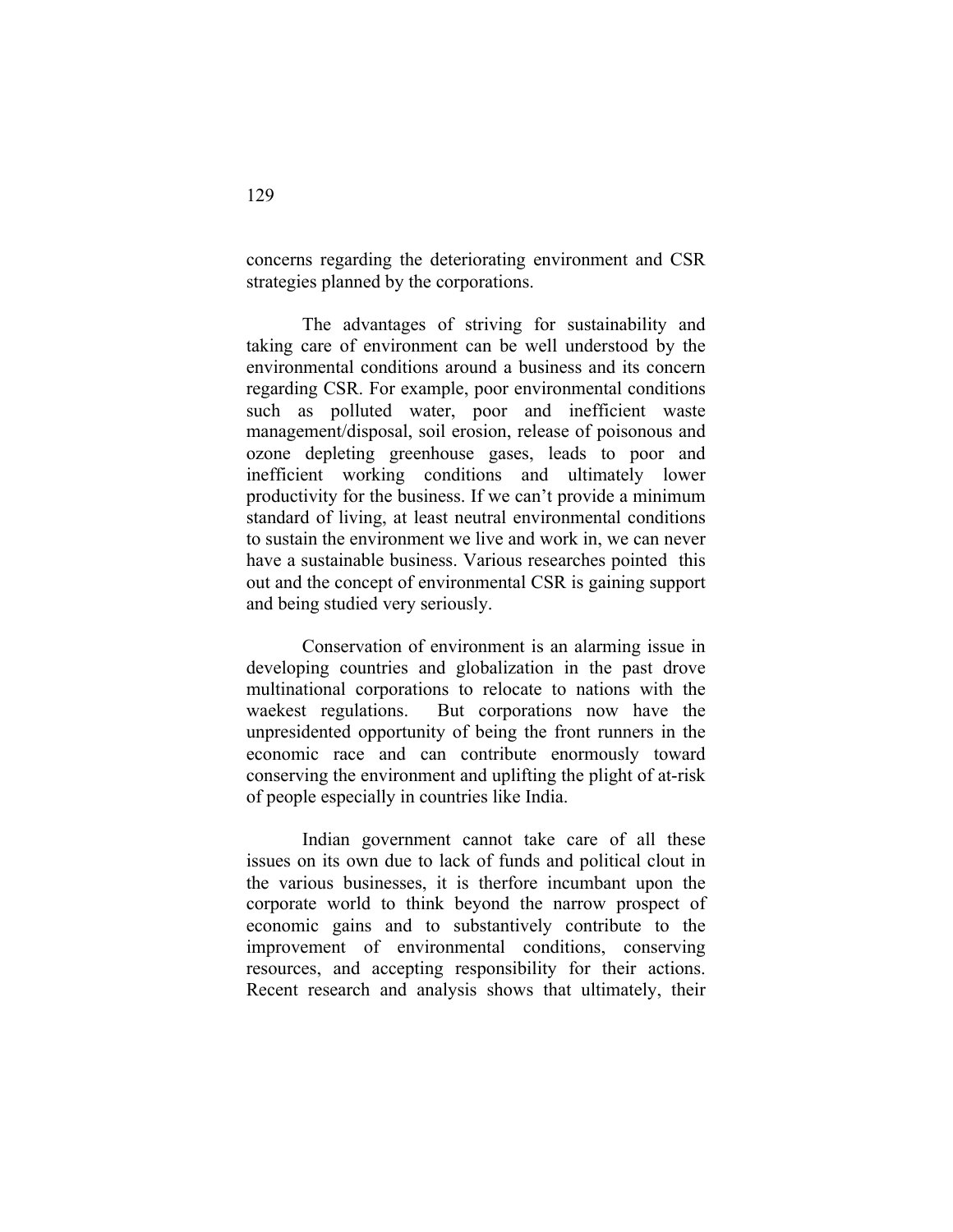concerns regarding the deteriorating environment and CSR strategies planned by the corporations.

The advantages of striving for sustainability and taking care of environment can be well understood by the environmental conditions around a business and its concern regarding CSR. For example, poor environmental conditions such as polluted water, poor and inefficient waste management/disposal, soil erosion, release of poisonous and ozone depleting greenhouse gases, leads to poor and inefficient working conditions and ultimately lower productivity for the business. If we can't provide a minimum standard of living, at least neutral environmental conditions to sustain the environment we live and work in, we can never have a sustainable business. Various researches pointed this out and the concept of environmental CSR is gaining support and being studied very seriously.

Conservation of environment is an alarming issue in developing countries and globalization in the past drove multinational corporations to relocate to nations with the waekest regulations. But corporations now have the unpresidented opportunity of being the front runners in the economic race and can contribute enormously toward conserving the environment and uplifting the plight of at-risk of people especially in countries like India.

Indian government cannot take care of all these issues on its own due to lack of funds and political clout in the various businesses, it is therfore incumbant upon the corporate world to think beyond the narrow prospect of economic gains and to substantively contribute to the improvement of environmental conditions, conserving resources, and accepting responsibility for their actions. Recent research and analysis shows that ultimately, their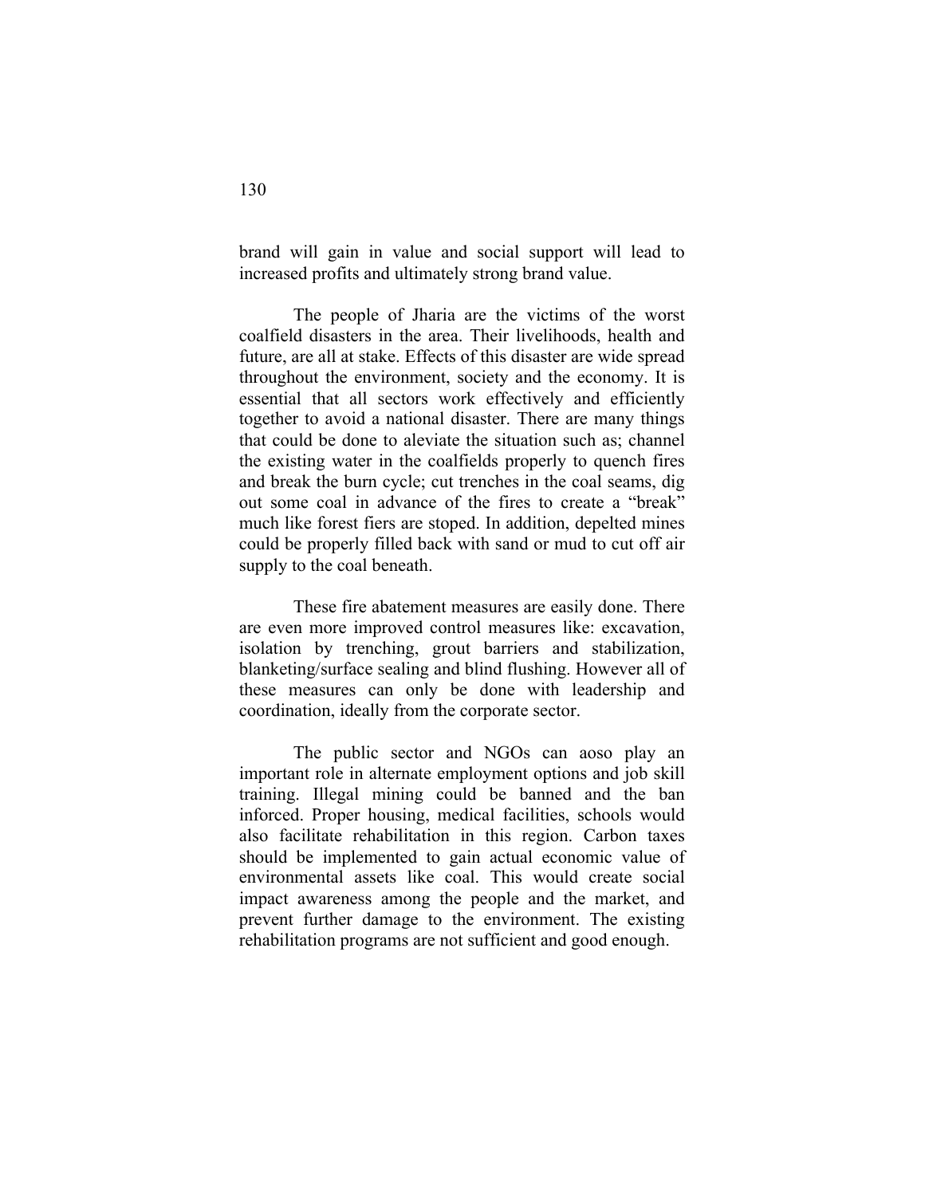brand will gain in value and social support will lead to increased profits and ultimately strong brand value.

The people of Jharia are the victims of the worst coalfield disasters in the area. Their livelihoods, health and future, are all at stake. Effects of this disaster are wide spread throughout the environment, society and the economy. It is essential that all sectors work effectively and efficiently together to avoid a national disaster. There are many things that could be done to aleviate the situation such as; channel the existing water in the coalfields properly to quench fires and break the burn cycle; cut trenches in the coal seams, dig out some coal in advance of the fires to create a "break" much like forest fiers are stoped. In addition, depelted mines could be properly filled back with sand or mud to cut off air supply to the coal beneath.

These fire abatement measures are easily done. There are even more improved control measures like: excavation, isolation by trenching, grout barriers and stabilization, blanketing/surface sealing and blind flushing. However all of these measures can only be done with leadership and coordination, ideally from the corporate sector.

The public sector and NGOs can aoso play an important role in alternate employment options and job skill training. Illegal mining could be banned and the ban inforced. Proper housing, medical facilities, schools would also facilitate rehabilitation in this region. Carbon taxes should be implemented to gain actual economic value of environmental assets like coal. This would create social impact awareness among the people and the market, and prevent further damage to the environment. The existing rehabilitation programs are not sufficient and good enough.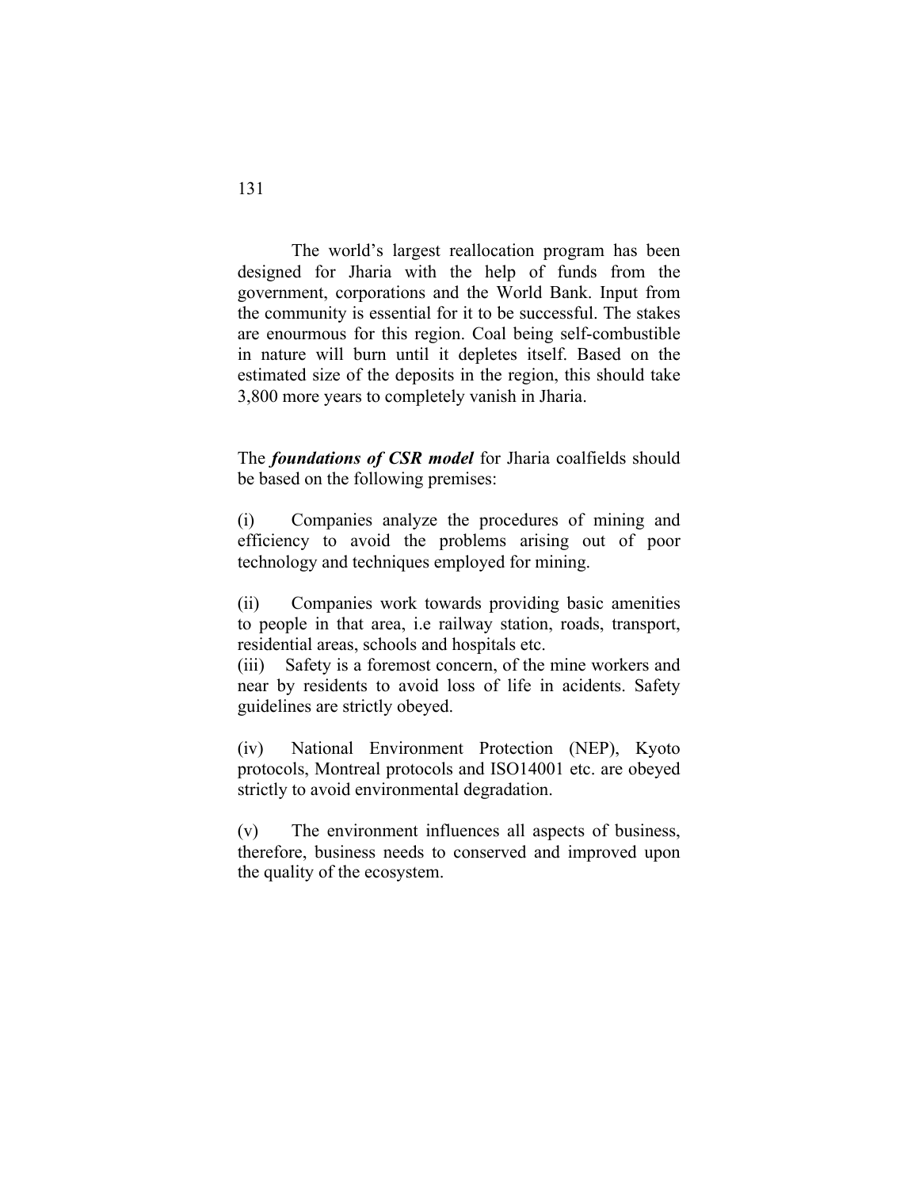The world's largest reallocation program has been designed for Jharia with the help of funds from the government, corporations and the World Bank. Input from the community is essential for it to be successful. The stakes are enourmous for this region. Coal being self-combustible in nature will burn until it depletes itself. Based on the estimated size of the deposits in the region, this should take 3,800 more years to completely vanish in Jharia.

The ***foundations of CSR model*** for Jharia coalfields should be based on the following premises:

(i) Companies analyze the procedures of mining and efficiency to avoid the problems arising out of poor technology and techniques employed for mining.

(ii) Companies work towards providing basic amenities to people in that area, i.e railway station, roads, transport, residential areas, schools and hospitals etc.

(iii) Safety is a foremost concern, of the mine workers and near by residents to avoid loss of life in acidents. Safety guidelines are strictly obeyed.

(iv) National Environment Protection (NEP), Kyoto protocols, Montreal protocols and ISO14001 etc. are obeyed strictly to avoid environmental degradation.

(v) The environment influences all aspects of business, therefore, business needs to conserved and improved upon the quality of the ecosystem.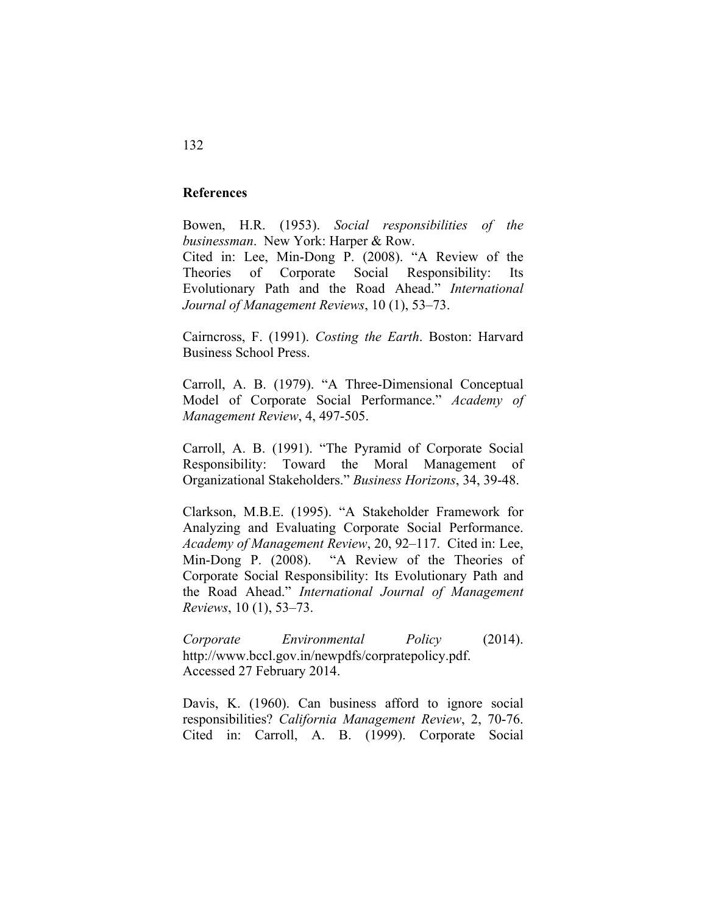**References**

Bowen, H.R. (1953). *Social responsibilities of the businessman*. New York: Harper & Row.
Cited in: Lee, Min-Dong P. (2008). "A Review of the Theories of Corporate Social Responsibility: Its Evolutionary Path and the Road Ahead." *International Journal of Management Reviews*, 10 (1), 53–73.

Cairncross, F. (1991). *Costing the Earth*. Boston: Harvard Business School Press.

Carroll, A. B. (1979). "A Three-Dimensional Conceptual Model of Corporate Social Performance." *Academy of Management Review*, 4, 497-505.

Carroll, A. B. (1991). "The Pyramid of Corporate Social Responsibility: Toward the Moral Management of Organizational Stakeholders." *Business Horizons*, 34, 39-48.

Clarkson, M.B.E. (1995). "A Stakeholder Framework for Analyzing and Evaluating Corporate Social Performance. *Academy of Management Review*, 20, 92–117. Cited in: Lee, Min-Dong P. (2008). "A Review of the Theories of Corporate Social Responsibility: Its Evolutionary Path and the Road Ahead." *International Journal of Management Reviews*, 10 (1), 53–73.

*Corporate Environmental Policy* (2014). http://www.bccl.gov.in/newpdfs/corpratepolicy.pdf. Accessed 27 February 2014.

Davis, K. (1960). Can business afford to ignore social responsibilities? *California Management Review*, 2, 70-76. Cited in: Carroll, A. B. (1999). Corporate Social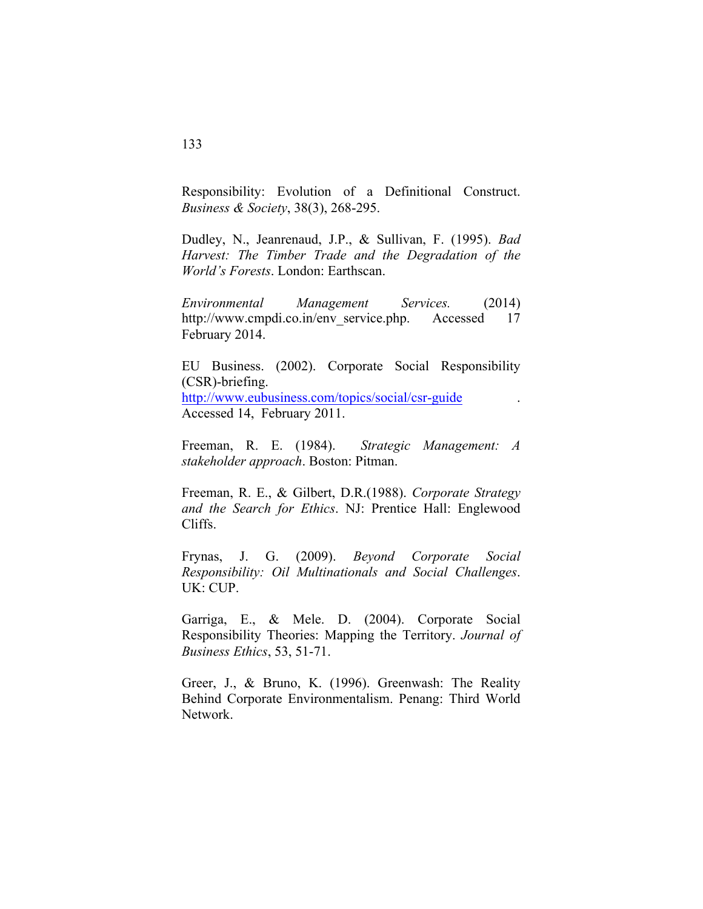Responsibility: Evolution of a Definitional Construct. *Business & Society*, 38(3), 268-295.

Dudley, N., Jeanrenaud, J.P., & Sullivan, F. (1995). *Bad Harvest: The Timber Trade and the Degradation of the World's Forests*. London: Earthscan.

*Environmental Management Services.* (2014) http://www.cmpdi.co.in/env_service.php. Accessed 17 February 2014.

EU Business. (2002). Corporate Social Responsibility (CSR)-briefing. [http://www.eubusiness.com/topics/social/csr-guide](http://www.eubusiness.com/topics/social/csr-guide) . Accessed 14, February 2011.

Freeman, R. E. (1984). *Strategic Management: A stakeholder approach*. Boston: Pitman.

Freeman, R. E., & Gilbert, D.R.(1988). *Corporate Strategy and the Search for Ethics*. NJ: Prentice Hall: Englewood Cliffs.

Frynas, J. G. (2009). *Beyond Corporate Social Responsibility: Oil Multinationals and Social Challenges*. UK: CUP.

Garriga, E., & Mele. D. (2004). Corporate Social Responsibility Theories: Mapping the Territory. *Journal of Business Ethics*, 53, 51-71.

Greer, J., & Bruno, K. (1996). Greenwash: The Reality Behind Corporate Environmentalism. Penang: Third World Network.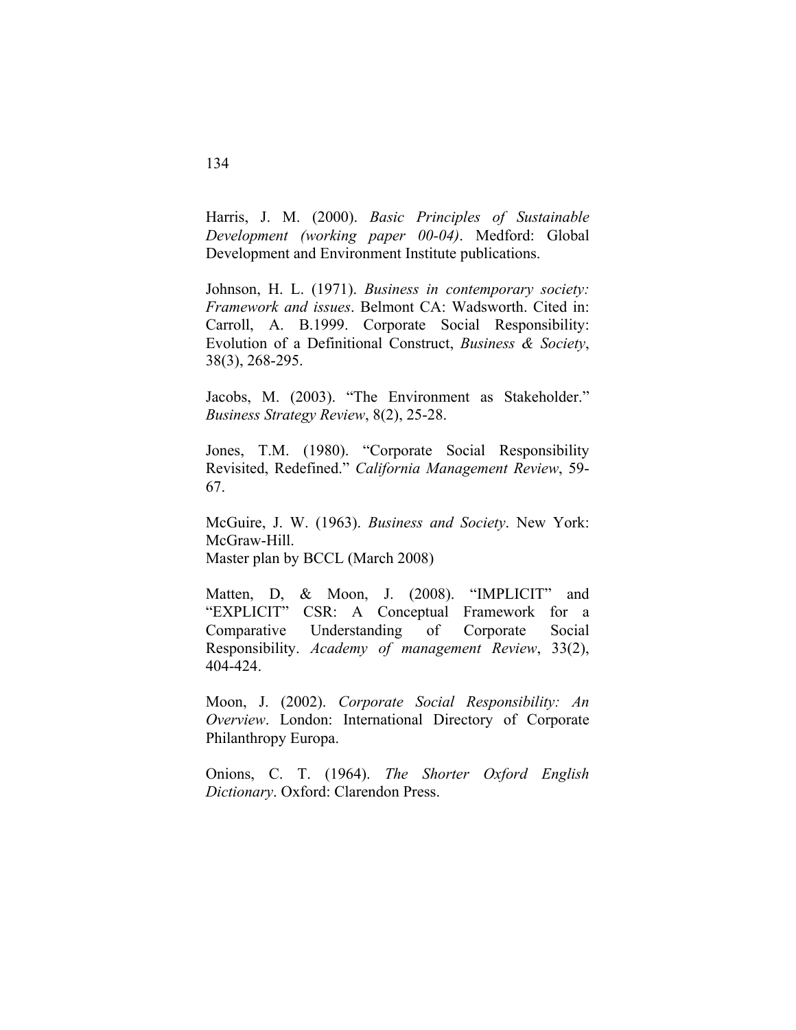Harris, J. M. (2000). *Basic Principles of Sustainable Development (working paper 00-04)*. Medford: Global Development and Environment Institute publications.

Johnson, H. L. (1971). *Business in contemporary society: Framework and issues*. Belmont CA: Wadsworth. Cited in: Carroll, A. B.1999. Corporate Social Responsibility: Evolution of a Definitional Construct, *Business & Society*, 38(3), 268-295.

Jacobs, M. (2003). "The Environment as Stakeholder." *Business Strategy Review*, 8(2), 25-28.

Jones, T.M. (1980). "Corporate Social Responsibility Revisited, Redefined." *California Management Review*, 59-67.

McGuire, J. W. (1963). *Business and Society*. New York: McGraw-Hill.
Master plan by BCCL (March 2008)

Matten, D, & Moon, J. (2008). "IMPLICIT" and "EXPLICIT" CSR: A Conceptual Framework for a Comparative Understanding of Corporate Social Responsibility. *Academy of management Review*, 33(2), 404-424.

Moon, J. (2002). *Corporate Social Responsibility: An Overview*. London: International Directory of Corporate Philanthropy Europa.

Onions, C. T. (1964). *The Shorter Oxford English Dictionary*. Oxford: Clarendon Press.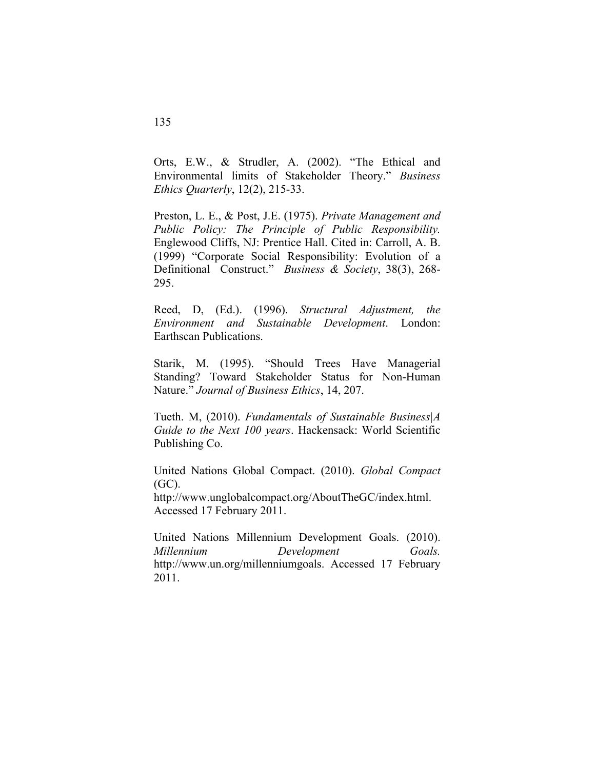Orts, E.W., & Strudler, A. (2002). "The Ethical and Environmental limits of Stakeholder Theory." *Business Ethics Quarterly*, 12(2), 215-33.

Preston, L. E., & Post, J.E. (1975). *Private Management and Public Policy: The Principle of Public Responsibility.* Englewood Cliffs, NJ: Prentice Hall. Cited in: Carroll, A. B. (1999) "Corporate Social Responsibility: Evolution of a Definitional Construct." *Business & Society*, 38(3), 268-295.

Reed, D, (Ed.). (1996). *Structural Adjustment, the Environment and Sustainable Development*. London: Earthscan Publications.

Starik, M. (1995). "Should Trees Have Managerial Standing? Toward Stakeholder Status for Non-Human Nature." *Journal of Business Ethics*, 14, 207.

Tueth. M, (2010). *Fundamentals of Sustainable Business|A Guide to the Next 100 years*. Hackensack: World Scientific Publishing Co.

United Nations Global Compact. (2010). *Global Compact* (GC). http://www.unglobalcompact.org/AboutTheGC/index.html. Accessed 17 February 2011.

United Nations Millennium Development Goals. (2010). *Millennium Development Goals.* http://www.un.org/millenniumgoals. Accessed 17 February 2011.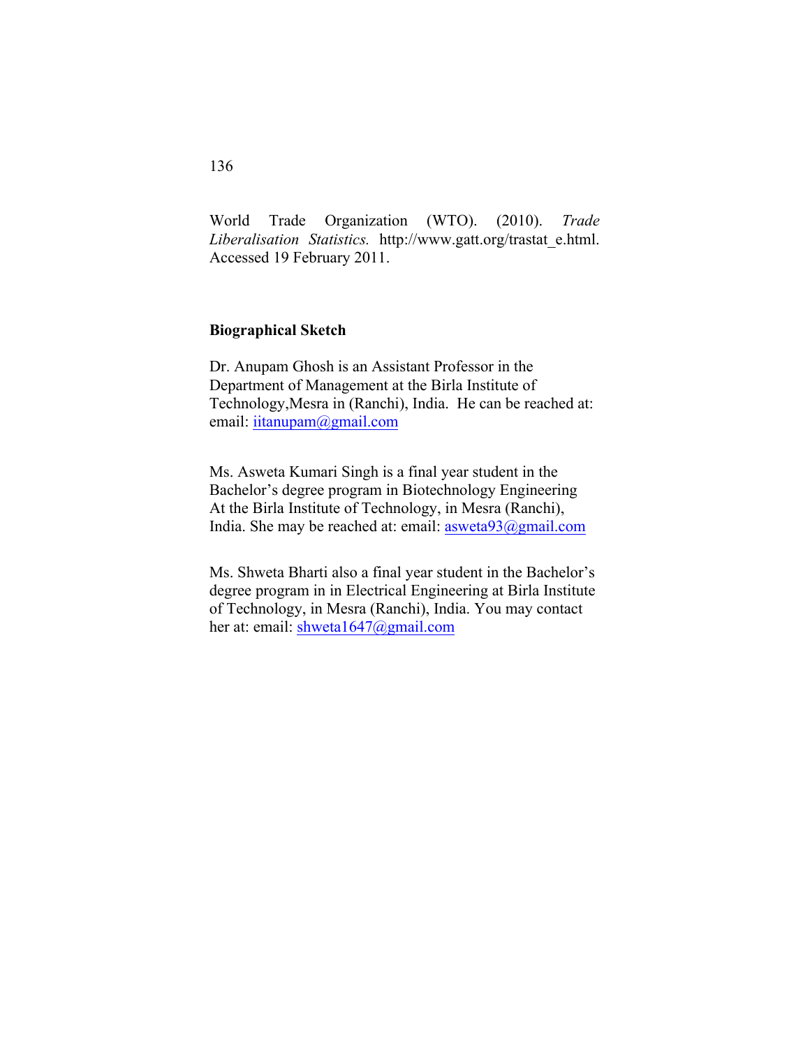World Trade Organization (WTO). (2010). *Trade Liberalisation Statistics.* http://www.gatt.org/trastat_e.html. Accessed 19 February 2011.

## Biographical Sketch

Dr. Anupam Ghosh is an Assistant Professor in the Department of Management at the Birla Institute of Technology,Mesra in (Ranchi), India. He can be reached at: email: iitanupam@gmail.com

Ms. Asweta Kumari Singh is a final year student in the Bachelor's degree program in Biotechnology Engineering At the Birla Institute of Technology, in Mesra (Ranchi), India. She may be reached at: email: asweta93@gmail.com

Ms. Shweta Bharti also a final year student in the Bachelor's degree program in in Electrical Engineering at Birla Institute of Technology, in Mesra (Ranchi), India. You may contact her at: email: shweta1647@gmail.com